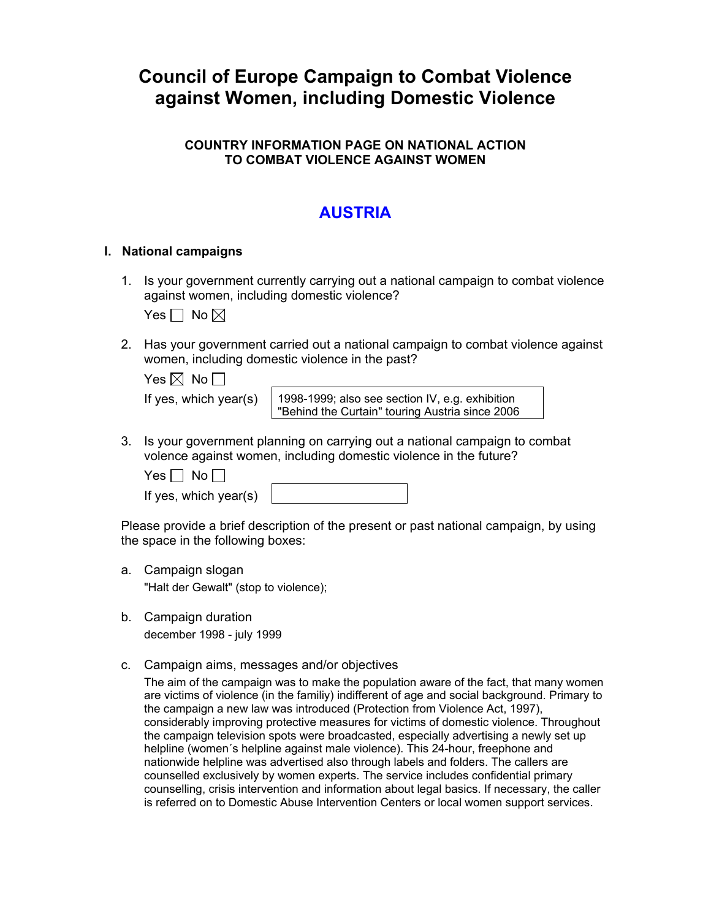# Council of Europe Campaign to Combat Violence against Women, including Domestic Violence

### COUNTRY INFORMATION PAGE ON NATIONAL ACTION TO COMBAT VIOLENCE AGAINST WOMEN

## AUSTRIA

### I. National campaigns

1. Is your government currently carrying out a national campaign to combat violence against women, including domestic violence?

   Yes ☐ No ☒

2. Has your government carried out a national campaign to combat violence against women, including domestic violence in the past?

   Yes ☒ No ☐

   If yes, which year(s): 1998-1999; also see section IV, e.g. exhibition "Behind the Curtain" touring Austria since 2006

3. Is your government planning on carrying out a national campaign to combat volence against women, including domestic violence in the future?

   Yes ☐ No ☐

   If yes, which year(s):

Please provide a brief description of the present or past national campaign, by using the space in the following boxes:

a. Campaign slogan

   "Halt der Gewalt" (stop to violence);

b. Campaign duration

   december 1998 - july 1999

c. Campaign aims, messages and/or objectives

   The aim of the campaign was to make the population aware of the fact, that many women are victims of violence (in the familiy) indifferent of age and social background. Primary to the campaign a new law was introduced (Protection from Violence Act, 1997), considerably improving protective measures for victims of domestic violence. Throughout the campaign television spots were broadcasted, especially advertising a newly set up helpline (women´s helpline against male violence). This 24-hour, freephone and nationwide helpline was advertised also through labels and folders. The callers are counselled exclusively by women experts. The service includes confidential primary counselling, crisis intervention and information about legal basics. If necessary, the caller is referred on to Domestic Abuse Intervention Centers or local women support services.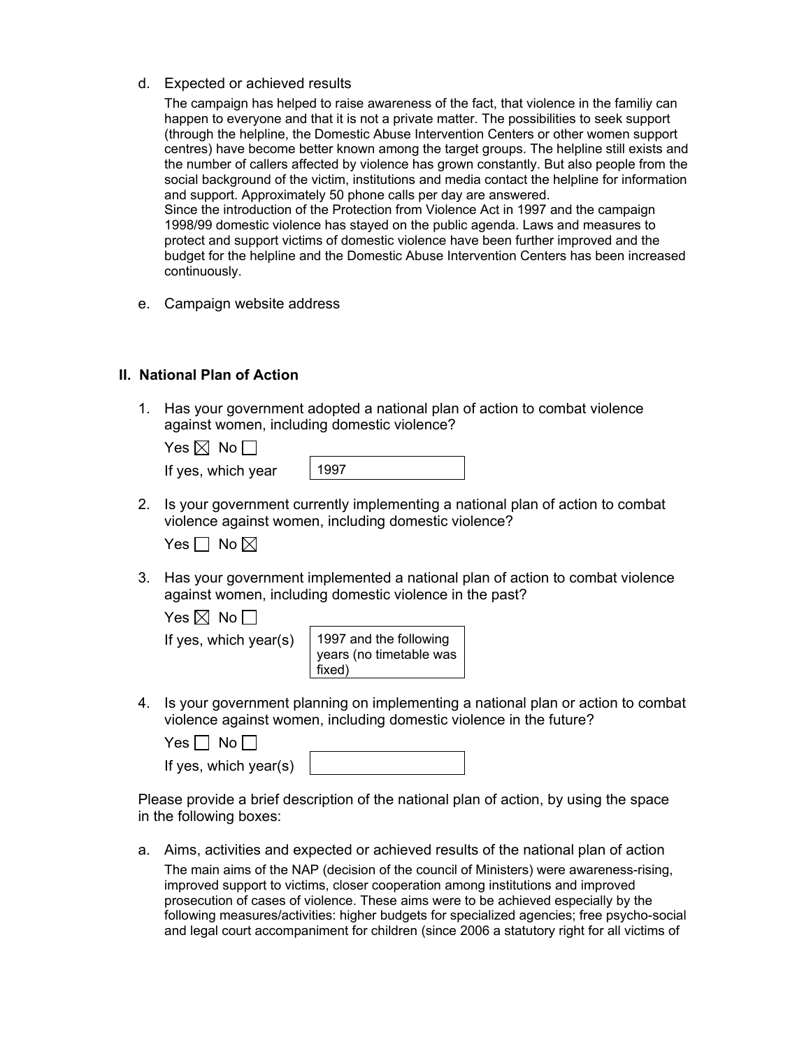d. Expected or achieved results

   The campaign has helped to raise awareness of the fact, that violence in the familiy can happen to everyone and that it is not a private matter. The possibilities to seek support (through the helpline, the Domestic Abuse Intervention Centers or other women support centres) have become better known among the target groups. The helpline still exists and the number of callers affected by violence has grown constantly. But also people from the social background of the victim, institutions and media contact the helpline for information and support. Approximately 50 phone calls per day are answered.
   Since the introduction of the Protection from Violence Act in 1997 and the campaign 1998/99 domestic violence has stayed on the public agenda. Laws and measures to protect and support victims of domestic violence have been further improved and the budget for the helpline and the Domestic Abuse Intervention Centers has been increased continuously.

e. Campaign website address

## II. National Plan of Action

1. Has your government adopted a national plan of action to combat violence against women, including domestic violence?

   Yes ☒ No ☐

   If yes, which year: 1997

2. Is your government currently implementing a national plan of action to combat violence against women, including domestic violence?

   Yes ☐ No ☒

3. Has your government implemented a national plan of action to combat violence against women, including domestic violence in the past?

   Yes ☒ No ☐

   If yes, which year(s): 1997 and the following years (no timetable was fixed)

4. Is your government planning on implementing a national plan or action to combat violence against women, including domestic violence in the future?

   Yes ☐ No ☐

   If yes, which year(s):

Please provide a brief description of the national plan of action, by using the space in the following boxes:

a. Aims, activities and expected or achieved results of the national plan of action

   The main aims of the NAP (decision of the council of Ministers) were awareness-rising, improved support to victims, closer cooperation among institutions and improved prosecution of cases of violence. These aims were to be achieved especially by the following measures/activities: higher budgets for specialized agencies; free psycho-social and legal court accompaniment for children (since 2006 a statutory right for all victims of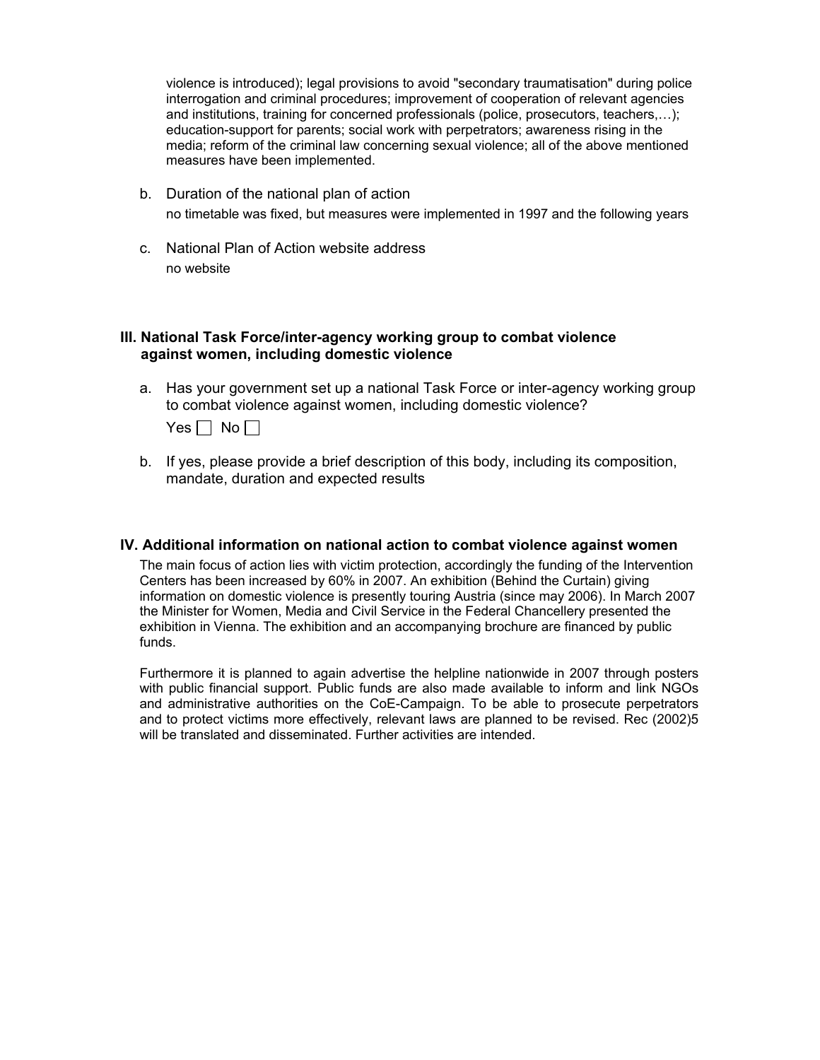violence is introduced); legal provisions to avoid "secondary traumatisation" during police interrogation and criminal procedures; improvement of cooperation of relevant agencies and institutions, training for concerned professionals (police, prosecutors, teachers,…); education-support for parents; social work with perpetrators; awareness rising in the media; reform of the criminal law concerning sexual violence; all of the above mentioned measures have been implemented.

b. Duration of the national plan of action

no timetable was fixed, but measures were implemented in 1997 and the following years

c. National Plan of Action website address

no website

## III. National Task Force/inter-agency working group to combat violence against women, including domestic violence

a. Has your government set up a national Task Force or inter-agency working group to combat violence against women, including domestic violence?

Yes ☐ No ☐

b. If yes, please provide a brief description of this body, including its composition, mandate, duration and expected results

## IV. Additional information on national action to combat violence against women

The main focus of action lies with victim protection, accordingly the funding of the Intervention Centers has been increased by 60% in 2007. An exhibition (Behind the Curtain) giving information on domestic violence is presently touring Austria (since may 2006). In March 2007 the Minister for Women, Media and Civil Service in the Federal Chancellery presented the exhibition in Vienna. The exhibition and an accompanying brochure are financed by public funds.

Furthermore it is planned to again advertise the helpline nationwide in 2007 through posters with public financial support. Public funds are also made available to inform and link NGOs and administrative authorities on the CoE-Campaign. To be able to prosecute perpetrators and to protect victims more effectively, relevant laws are planned to be revised. Rec (2002)5 will be translated and disseminated. Further activities are intended.